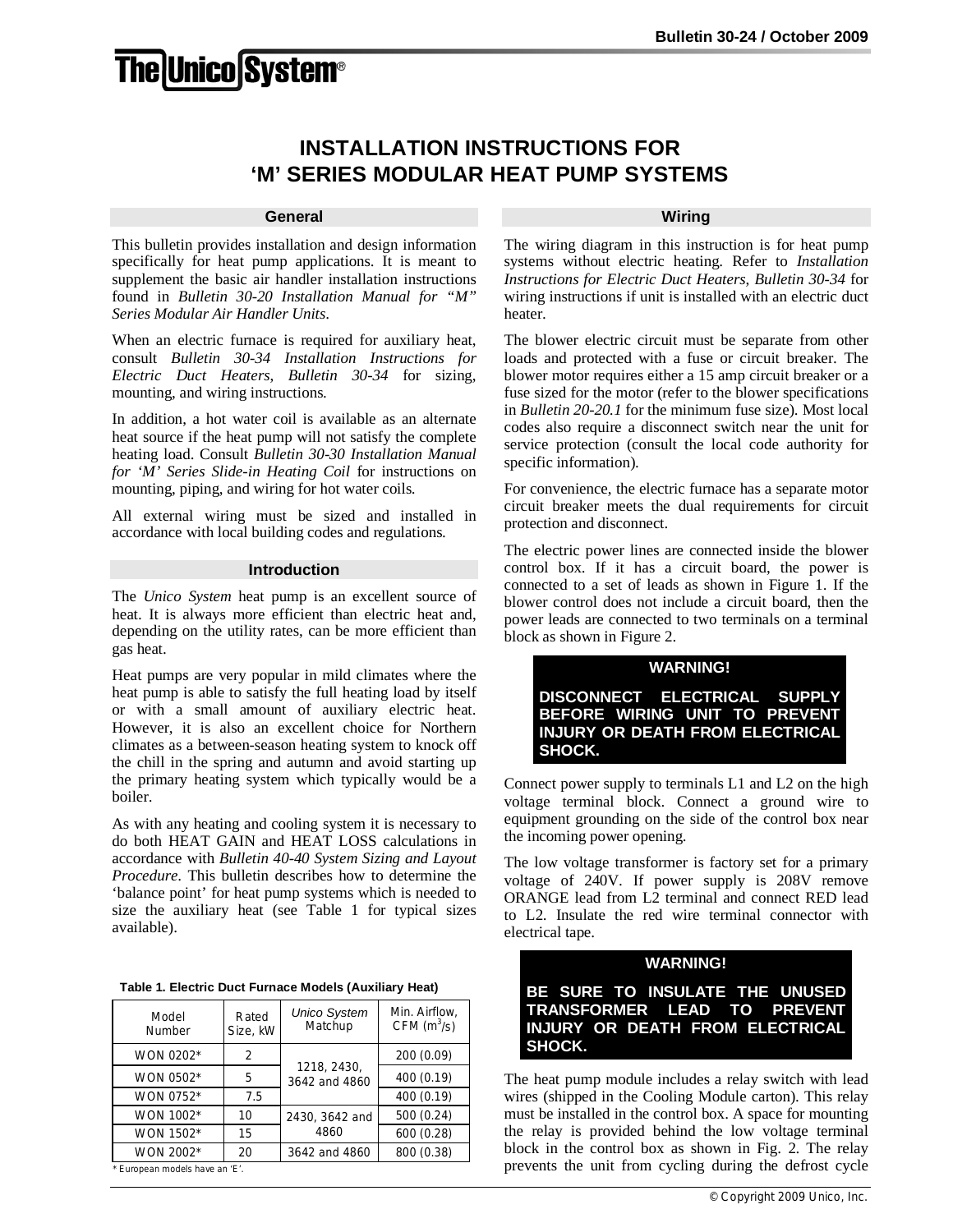# INSTALLATION INSTRUCTIONS FOR 'M' SERIES MODULAR HEAT PUMP SYSTEMS

## General

This bulletin provides installation and design information specifically for heat pump applications. It is meant to supplement the basic air handler installation instructions found in *Bulletin 30-20 Installation Manual for "M" Series Modular Air Handler Units*.

When an electric furnace is required for auxiliary heat, consult *Bulletin 30-34 Installation Instructions for Electric Duct Heaters, Bulletin 30-34* for sizing, mounting, and wiring instructions.

In addition, a hot water coil is available as an alternate heat source if the heat pump will not satisfy the complete heating load. Consult *Bulletin 30-30 Installation Manual for 'M' Series Slide-in Heating Coil* for instructions on mounting, piping, and wiring for hot water coils.

All external wiring must be sized and installed in accordance with local building codes and regulations.

## Introduction

The *Unico System* heat pump is an excellent source of heat. It is always more efficient than electric heat and, depending on the utility rates, can be more efficient than gas heat.

Heat pumps are very popular in mild climates where the heat pump is able to satisfy the full heating load by itself or with a small amount of auxiliary electric heat. However, it is also an excellent choice for Northern climates as a between-season heating system to knock off the chill in the spring and autumn and avoid starting up the primary heating system which typically would be a boiler.

As with any heating and cooling system it is necessary to do both HEAT GAIN and HEAT LOSS calculations in accordance with *Bulletin 40-40 System Sizing and Layout Procedure*. This bulletin describes how to determine the 'balance point' for heat pump systems which is needed to size the auxiliary heat (see Table 1 for typical sizes available).

**Table 1. Electric Duct Furnace Models (Auxiliary Heat)**

| Model Number | Rated Size, kW | *Unico System* Matchup | Min. Airflow, CFM ($m^3$/s) |
|---|---|---|---|
| WON 0202* | 2 | 1218, 2430, 3642 and 4860 | 200 (0.09) |
| WON 0502* | 5 | 1218, 2430, 3642 and 4860 | 400 (0.19) |
| WON 0752* | 7.5 | 1218, 2430, 3642 and 4860 | 400 (0.19) |
| WON 1002* | 10 | 2430, 3642 and 4860 | 500 (0.24) |
| WON 1502* | 15 | 2430, 3642 and 4860 | 600 (0.28) |
| WON 2002* | 20 | 3642 and 4860 | 800 (0.38) |

\* European models have an 'E'.

## Wiring

The wiring diagram in this instruction is for heat pump systems without electric heating. Refer to *Installation Instructions for Electric Duct Heaters, Bulletin 30-34* for wiring instructions if unit is installed with an electric duct heater.

The blower electric circuit must be separate from other loads and protected with a fuse or circuit breaker. The blower motor requires either a 15 amp circuit breaker or a fuse sized for the motor (refer to the blower specifications in *Bulletin 20-20.1* for the minimum fuse size). Most local codes also require a disconnect switch near the unit for service protection (consult the local code authority for specific information).

For convenience, the electric furnace has a separate motor circuit breaker meets the dual requirements for circuit protection and disconnect.

The electric power lines are connected inside the blower control box. If it has a circuit board, the power is connected to a set of leads as shown in Figure 1. If the blower control does not include a circuit board, then the power leads are connected to two terminals on a terminal block as shown in Figure 2.

**WARNING!**

**DISCONNECT ELECTRICAL SUPPLY BEFORE WIRING UNIT TO PREVENT INJURY OR DEATH FROM ELECTRICAL SHOCK.**

Connect power supply to terminals L1 and L2 on the high voltage terminal block. Connect a ground wire to equipment grounding on the side of the control box near the incoming power opening.

The low voltage transformer is factory set for a primary voltage of 240V. If power supply is 208V remove ORANGE lead from L2 terminal and connect RED lead to L2. Insulate the red wire terminal connector with electrical tape.

**WARNING!**

**BE SURE TO INSULATE THE UNUSED TRANSFORMER LEAD TO PREVENT INJURY OR DEATH FROM ELECTRICAL SHOCK.**

The heat pump module includes a relay switch with lead wires (shipped in the Cooling Module carton). This relay must be installed in the control box. A space for mounting the relay is provided behind the low voltage terminal block in the control box as shown in Fig. 2. The relay prevents the unit from cycling during the defrost cycle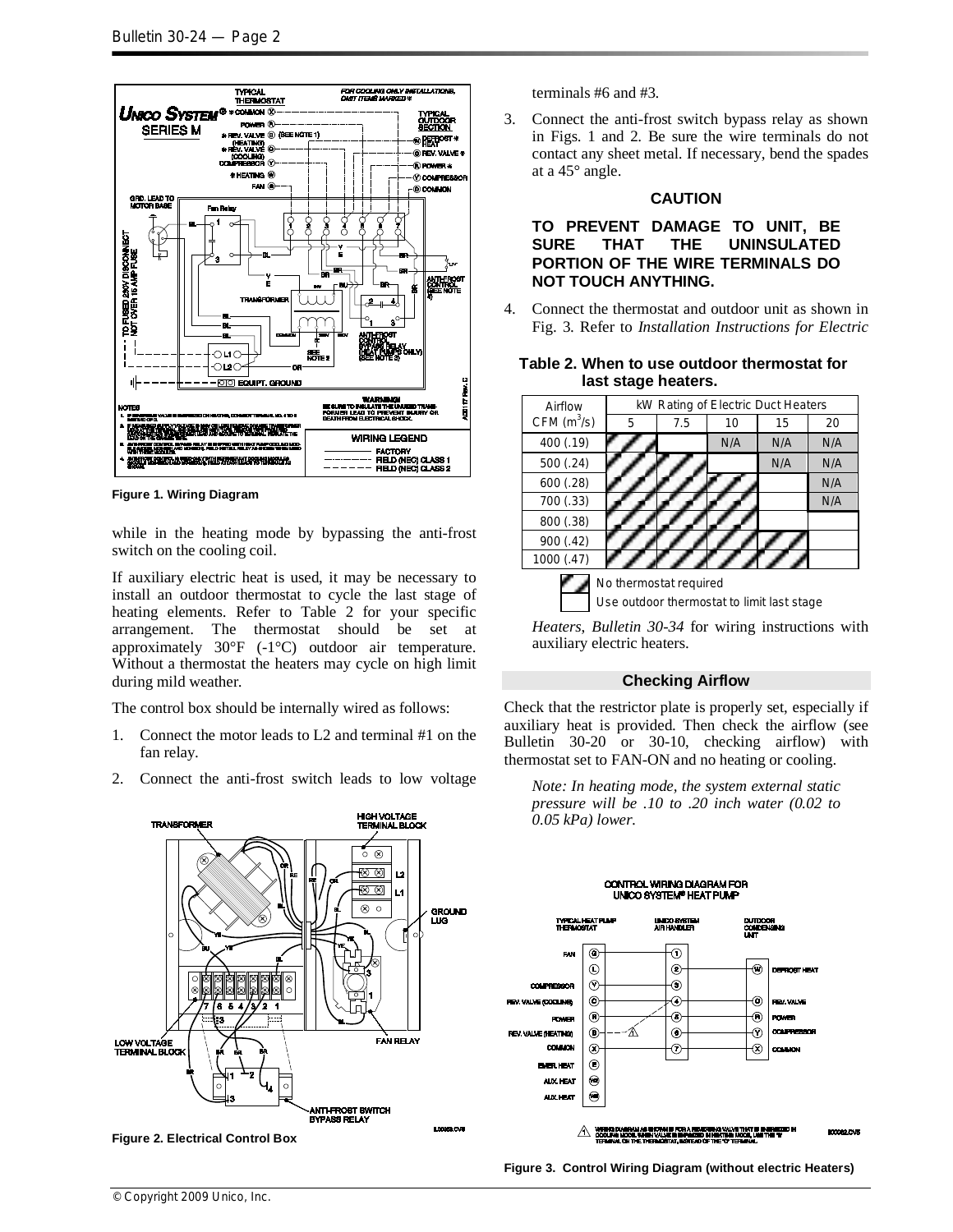Figure 1. Wiring Diagram

while in the heating mode by bypassing the anti-frost switch on the cooling coil.

If auxiliary electric heat is used, it may be necessary to install an outdoor thermostat to cycle the last stage of heating elements. Refer to Table 2 for your specific arrangement. The thermostat should be set at approximately 30°F (-1°C) outdoor air temperature. Without a thermostat the heaters may cycle on high limit during mild weather.

The control box should be internally wired as follows:

1. Connect the motor leads to L2 and terminal #1 on the fan relay.
2. Connect the anti-frost switch leads to low voltage terminals #6 and #3.
3. Connect the anti-frost switch bypass relay as shown in Figs. 1 and 2. Be sure the wire terminals do not contact any sheet metal. If necessary, bend the spades at a 45° angle.

**CAUTION**

**TO PREVENT DAMAGE TO UNIT, BE SURE THAT THE UNINSULATED PORTION OF THE WIRE TERMINALS DO NOT TOUCH ANYTHING.**

4. Connect the thermostat and outdoor unit as shown in Fig. 3. Refer to *Installation Instructions for Electric Heaters, Bulletin 30-34* for wiring instructions with auxiliary electric heaters.

**Table 2. When to use outdoor thermostat for last stage heaters.**

| Airflow CFM ($m^3/s$) | kW Rating of Electric Duct Heaters | | | | |
|---|---|---|---|---|---|
| | 5 | 7.5 | 10 | 15 | 20 |
| 400 (.19) | No thermostat required | Use outdoor thermostat | N/A | N/A | N/A |
| 500 (.24) | No thermostat required | No thermostat required | Use outdoor thermostat | N/A | N/A |
| 600 (.28) | No thermostat required | No thermostat required | No thermostat required | Use outdoor thermostat | N/A |
| 700 (.33) | No thermostat required | No thermostat required | No thermostat required | Use outdoor thermostat | N/A |
| 800 (.38) | No thermostat required | No thermostat required | No thermostat required | Use outdoor thermostat | Use outdoor thermostat |
| 900 (.42) | No thermostat required | No thermostat required | No thermostat required | No thermostat required | Use outdoor thermostat |
| 1000 (.47) | No thermostat required | No thermostat required | No thermostat required | No thermostat required | Use outdoor thermostat |

(Hatched) No thermostat required
(Blank) Use outdoor thermostat to limit last stage

## Checking Airflow

Check that the restrictor plate is properly set, especially if auxiliary heat is provided. Then check the airflow (see Bulletin 30-20 or 30-10, checking airflow) with thermostat set to FAN-ON and no heating or cooling.

*Note: In heating mode, the system external static pressure will be .10 to .20 inch water (0.02 to 0.05 kPa) lower.*

Figure 2. Electrical Control Box

Figure 3. Control Wiring Diagram (without electric Heaters)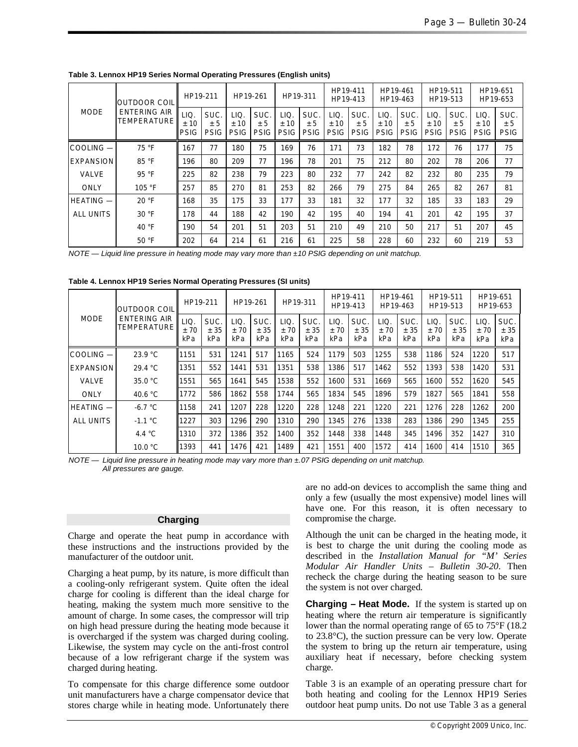**Table 3. Lennox HP19 Series Normal Operating Pressures (English units)**

| MODE | OUTDOOR COIL ENTERING AIR TEMPERATURE | HP19-211 | | HP19-261 | | HP19-311 | | HP19-411 HP19-413 | | HP19-461 HP19-463 | | HP19-511 HP19-513 | | HP19-651 HP19-653 | |
|---|---|---|---|---|---|---|---|---|---|---|---|---|---|---|---|
| | | LIQ. ±10 PSIG | SUC. ±5 PSIG | LIQ. ±10 PSIG | SUC. ±5 PSIG | LIQ. ±10 PSIG | SUC. ±5 PSIG | LIQ. ±10 PSIG | SUC. ±5 PSIG | LIQ. ±10 PSIG | SUC. ±5 PSIG | LIQ. ±10 PSIG | SUC. ±5 PSIG | LIQ. ±10 PSIG | SUC. ±5 PSIG |
| COOLING — EXPANSION VALVE ONLY | 75 °F | 167 | 77 | 180 | 75 | 169 | 76 | 171 | 73 | 182 | 78 | 172 | 76 | 177 | 75 |
| | 85 °F | 196 | 80 | 209 | 77 | 196 | 78 | 201 | 75 | 212 | 80 | 202 | 78 | 206 | 77 |
| | 95 °F | 225 | 82 | 238 | 79 | 223 | 80 | 232 | 77 | 242 | 82 | 232 | 80 | 235 | 79 |
| | 105 °F | 257 | 85 | 270 | 81 | 253 | 82 | 266 | 79 | 275 | 84 | 265 | 82 | 267 | 81 |
| HEATING — ALL UNITS | 20 °F | 168 | 35 | 175 | 33 | 177 | 33 | 181 | 32 | 177 | 32 | 185 | 33 | 183 | 29 |
| | 30 °F | 178 | 44 | 188 | 42 | 190 | 42 | 195 | 40 | 194 | 41 | 201 | 42 | 195 | 37 |
| | 40 °F | 190 | 54 | 201 | 51 | 203 | 51 | 210 | 49 | 210 | 50 | 217 | 51 | 207 | 45 |
| | 50 °F | 202 | 64 | 214 | 61 | 216 | 61 | 225 | 58 | 228 | 60 | 232 | 60 | 219 | 53 |

*NOTE — Liquid line pressure in heating mode may vary more than ±10 PSIG depending on unit matchup.*

**Table 4. Lennox HP19 Series Normal Operating Pressures (SI units)**

| MODE | OUTDOOR COIL ENTERING AIR TEMPERATURE | HP19-211 | | HP19-261 | | HP19-311 | | HP19-411 HP19-413 | | HP19-461 HP19-463 | | HP19-511 HP19-513 | | HP19-651 HP19-653 | |
|---|---|---|---|---|---|---|---|---|---|---|---|---|---|---|---|
| | | LIQ. ±70 kPa | SUC. ±35 kPa | LIQ. ±70 kPa | SUC. ±35 kPa | LIQ. ±70 kPa | SUC. ±35 kPa | LIQ. ±70 kPa | SUC. ±35 kPa | LIQ. ±70 kPa | SUC. ±35 kPa | LIQ. ±70 kPa | SUC. ±35 kPa | LIQ. ±70 kPa | SUC. ±35 kPa |
| COOLING — EXPANSION VALVE ONLY | 23.9 °C | 1151 | 531 | 1241 | 517 | 1165 | 524 | 1179 | 503 | 1255 | 538 | 1186 | 524 | 1220 | 517 |
| | 29.4 °C | 1351 | 552 | 1441 | 531 | 1351 | 538 | 1386 | 517 | 1462 | 552 | 1393 | 538 | 1420 | 531 |
| | 35.0 °C | 1551 | 565 | 1641 | 545 | 1538 | 552 | 1600 | 531 | 1669 | 565 | 1600 | 552 | 1620 | 545 |
| | 40.6 °C | 1772 | 586 | 1862 | 558 | 1744 | 565 | 1834 | 545 | 1896 | 579 | 1827 | 565 | 1841 | 558 |
| HEATING — ALL UNITS | -6.7 °C | 1158 | 241 | 1207 | 228 | 1220 | 228 | 1248 | 221 | 1220 | 221 | 1276 | 228 | 1262 | 200 |
| | -1.1 °C | 1227 | 303 | 1296 | 290 | 1310 | 290 | 1345 | 276 | 1338 | 283 | 1386 | 290 | 1345 | 255 |
| | 4.4 °C | 1310 | 372 | 1386 | 352 | 1400 | 352 | 1448 | 338 | 1448 | 345 | 1496 | 352 | 1427 | 310 |
| | 10.0 °C | 1393 | 441 | 1476 | 421 | 1489 | 421 | 1551 | 400 | 1572 | 414 | 1600 | 414 | 1510 | 365 |

*NOTE — Liquid line pressure in heating mode may vary more than ±.07 PSIG depending on unit matchup. All pressures are gauge.*

## Charging

Charge and operate the heat pump in accordance with these instructions and the instructions provided by the manufacturer of the outdoor unit.

Charging a heat pump, by its nature, is more difficult than a cooling-only refrigerant system. Quite often the ideal charge for cooling is different than the ideal charge for heating, making the system much more sensitive to the amount of charge. In some cases, the compressor will trip on high head pressure during the heating mode because it is overcharged if the system was charged during cooling. Likewise, the system may cycle on the anti-frost control because of a low refrigerant charge if the system was charged during heating.

To compensate for this charge difference some outdoor unit manufacturers have a charge compensator device that stores charge while in heating mode. Unfortunately there are no add-on devices to accomplish the same thing and only a few (usually the most expensive) model lines will have one. For this reason, it is often necessary to compromise the charge.

Although the unit can be charged in the heating mode, it is best to charge the unit during the cooling mode as described in the *Installation Manual for "M' Series Modular Air Handler Units – Bulletin 30-20*. Then recheck the charge during the heating season to be sure the system is not over charged.

**Charging – Heat Mode.** If the system is started up on heating where the return air temperature is significantly lower than the normal operating range of 65 to 75°F (18.2 to 23.8°C), the suction pressure can be very low. Operate the system to bring up the return air temperature, using auxiliary heat if necessary, before checking system charge.

Table 3 is an example of an operating pressure chart for both heating and cooling for the Lennox HP19 Series outdoor heat pump units. Do not use Table 3 as a general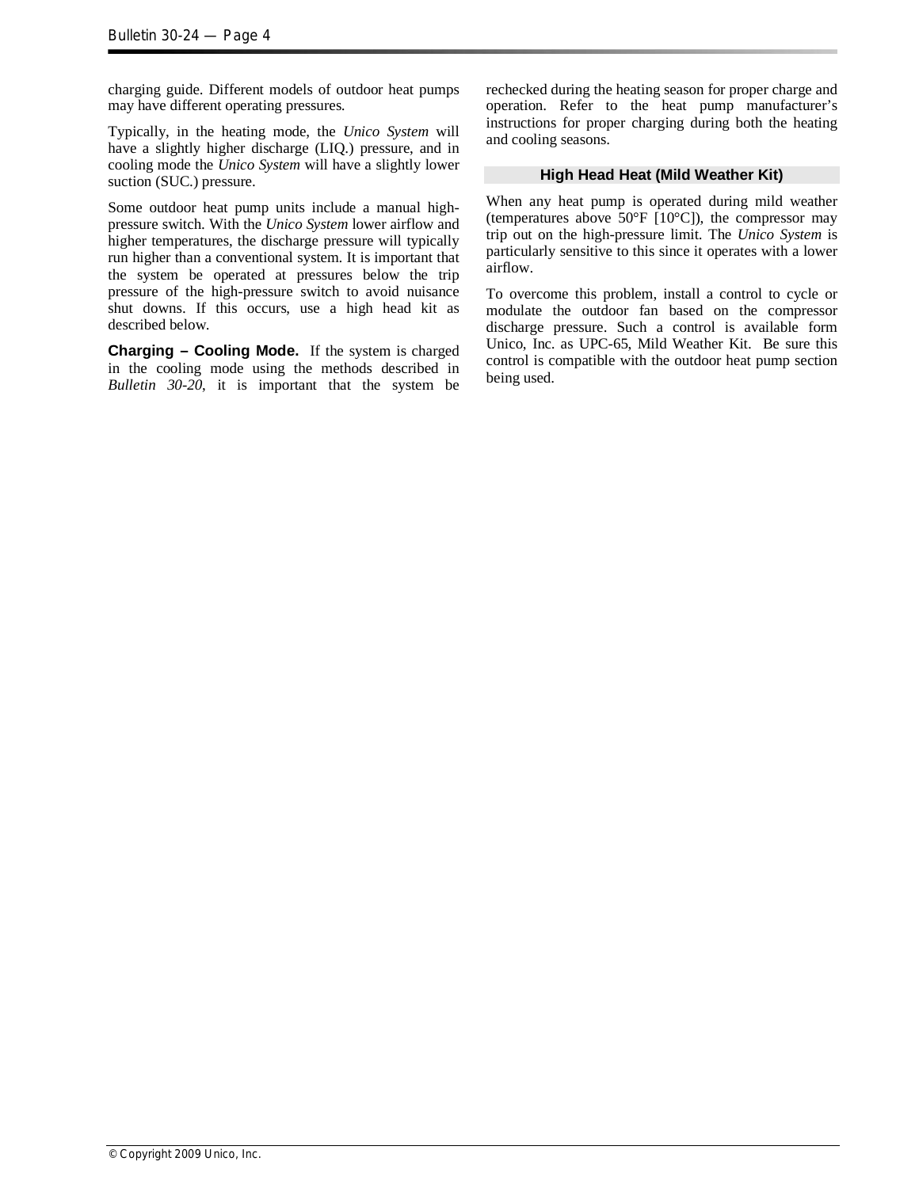charging guide. Different models of outdoor heat pumps may have different operating pressures.

Typically, in the heating mode, the *Unico System* will have a slightly higher discharge (LIQ.) pressure, and in cooling mode the *Unico System* will have a slightly lower suction (SUC.) pressure.

Some outdoor heat pump units include a manual high-pressure switch. With the *Unico System* lower airflow and higher temperatures, the discharge pressure will typically run higher than a conventional system. It is important that the system be operated at pressures below the trip pressure of the high-pressure switch to avoid nuisance shut downs. If this occurs, use a high head kit as described below.

**Charging – Cooling Mode.** If the system is charged in the cooling mode using the methods described in *Bulletin 30-20*, it is important that the system be rechecked during the heating season for proper charge and operation. Refer to the heat pump manufacturer's instructions for proper charging during both the heating and cooling seasons.

## High Head Heat (Mild Weather Kit)

When any heat pump is operated during mild weather (temperatures above 50°F [10°C]), the compressor may trip out on the high-pressure limit. The *Unico System* is particularly sensitive to this since it operates with a lower airflow.

To overcome this problem, install a control to cycle or modulate the outdoor fan based on the compressor discharge pressure. Such a control is available form Unico, Inc. as UPC-65, Mild Weather Kit. Be sure this control is compatible with the outdoor heat pump section being used.